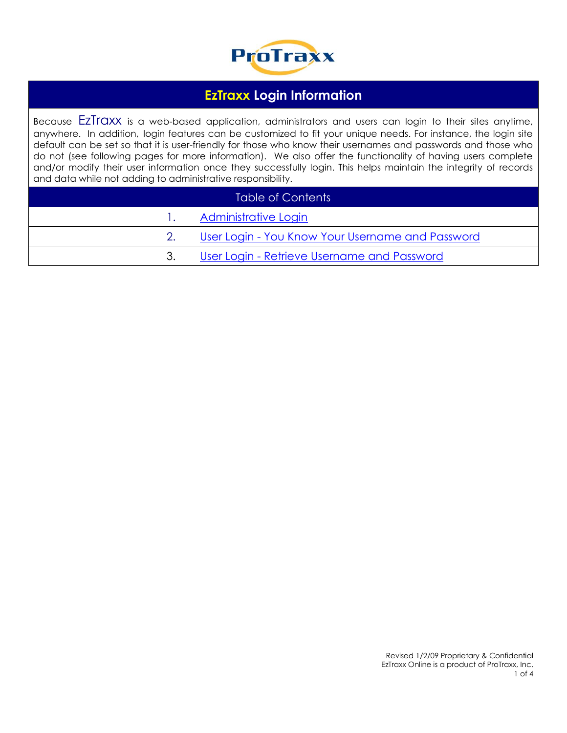ProTraxx

# EzTraxx Login Information

Because EzTraxx is a web-based application, administrators and users can login to their sites anytime, anywhere. In addition, login features can be customized to fit your unique needs. For instance, the login site default can be set so that it is user-friendly for those who know their usernames and passwords and those who do not (see following pages for more information). We also offer the functionality of having users complete and/or modify their user information once they successfully login. This helps maintain the integrity of records and data while not adding to administrative responsibility.

## Table of Contents

1. Administrative Login
2. User Login - You Know Your Username and Password
3. User Login - Retrieve Username and Password

Revised 1/2/09 Proprietary & Confidential
EzTraxx Online is a product of ProTraxx, Inc.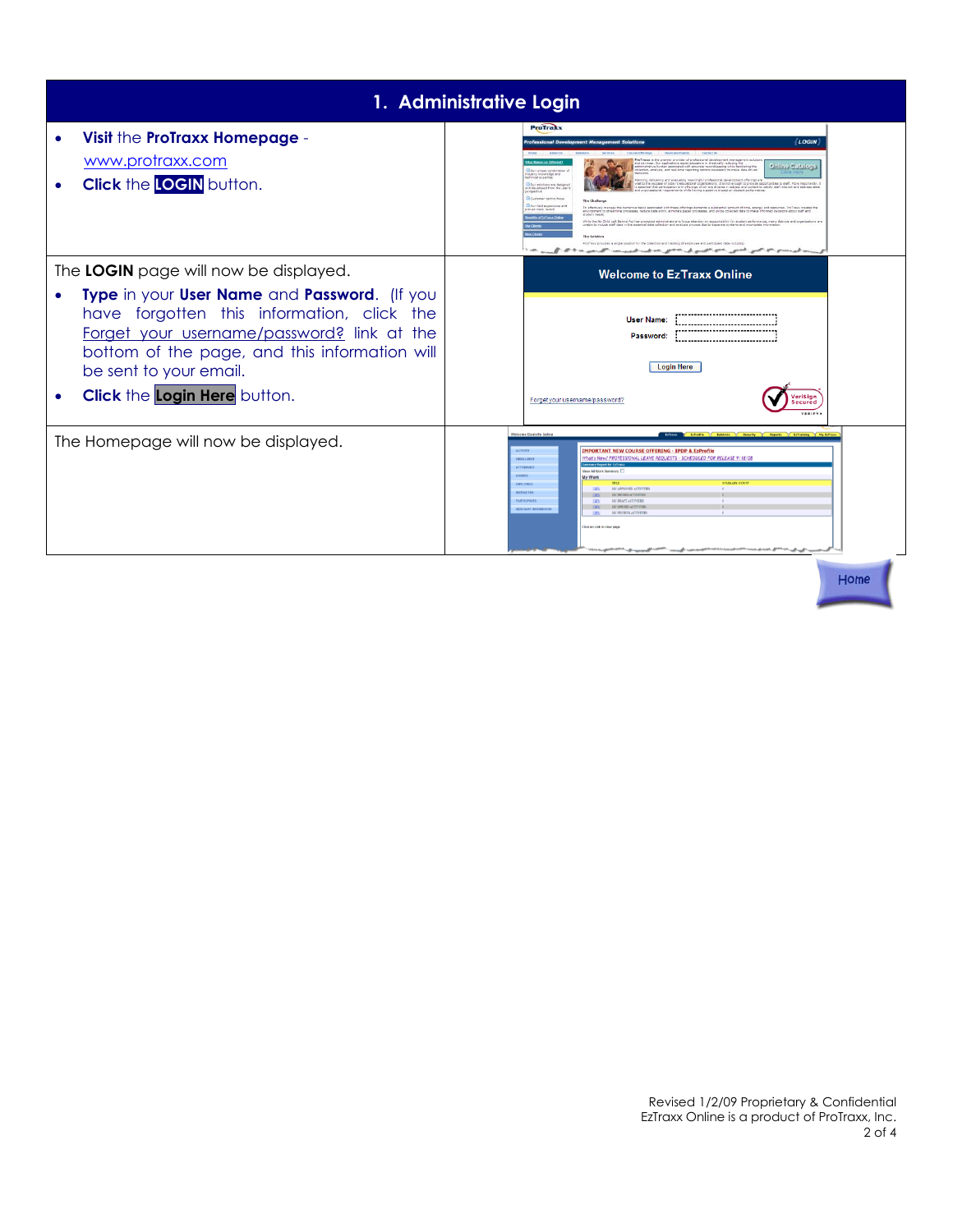## 1. Administrative Login

- **Visit** the **ProTraxx Homepage** - www.protraxx.com
- **Click** the **LOGIN** button.

The **LOGIN** page will now be displayed.

- **Type** in your **User Name** and **Password**. (If you have forgotten this information, click the Forget your username/password? link at the bottom of the page, and this information will be sent to your email.
- **Click** the **Login Here** button.

The Homepage will now be displayed.

Home

Revised 1/2/09 Proprietary & Confidential
EzTraxx Online is a product of ProTraxx, Inc.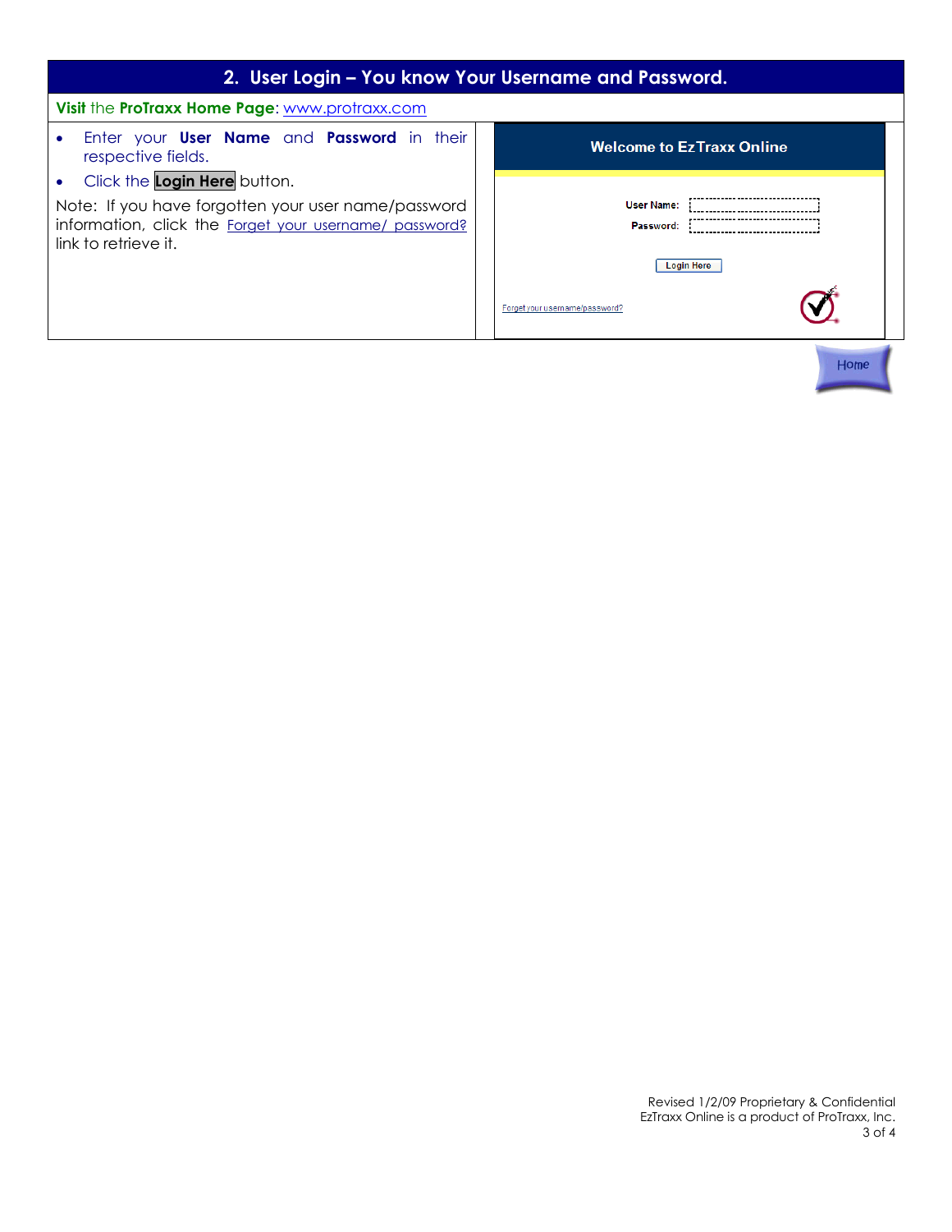## 2. User Login – You know Your Username and Password.

**Visit** the **ProTraxx Home Page**: www.protraxx.com

- Enter your **User Name** and **Password** in their respective fields.
- Click the **Login Here** button.

Note: If you have forgotten your user name/password information, click the Forget your username/ password? link to retrieve it.

Welcome to EzTraxx Online

User Name:

Password:

Login Here

Forget your username/password?

Home

Revised 1/2/09 Proprietary & Confidential
EzTraxx Online is a product of ProTraxx, Inc.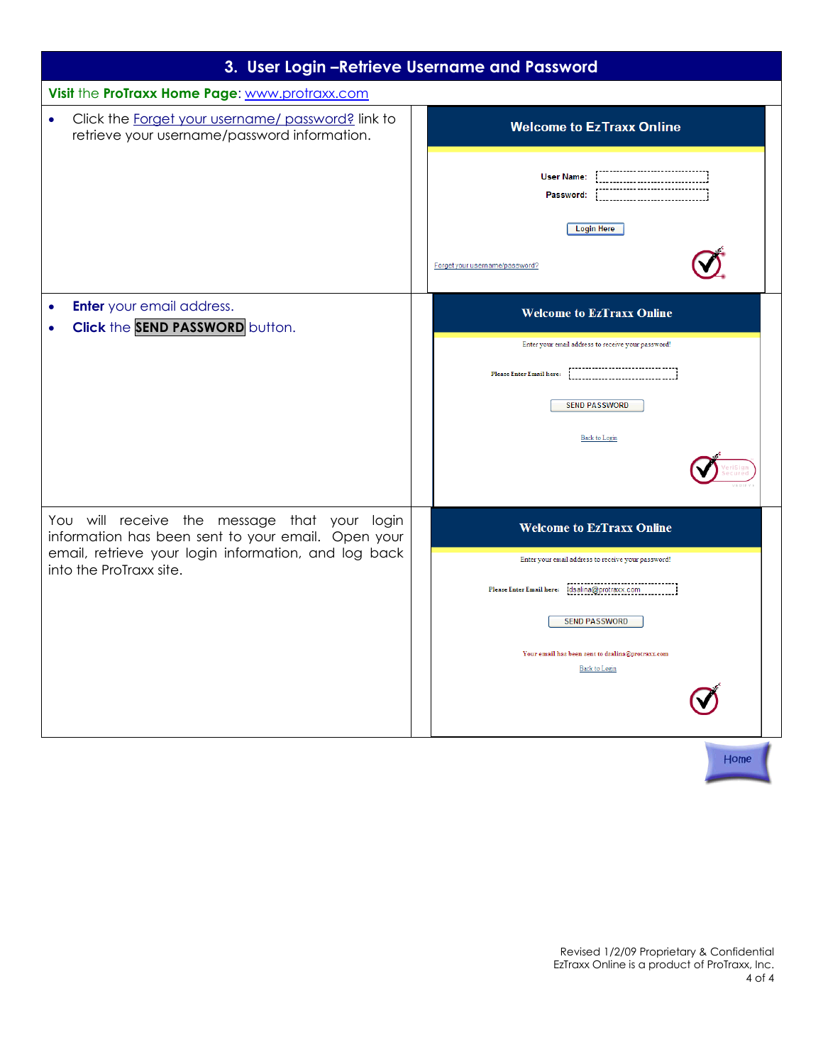## 3. User Login –Retrieve Username and Password

**Visit** the **ProTraxx Home Page**: www.protraxx.com

| | |
|---|---|
| • Click the Forget your username/ password? link to retrieve your username/password information. | **Welcome to EzTraxx Online**<br>User Name:<br>Password:<br>Login Here<br>Forget your username/password? |
| • **Enter** your email address.<br>• **Click** the **SEND PASSWORD** button. | **Welcome to EzTraxx Online**<br>Enter your email address to receive your password!<br>Please Enter Email here:<br>SEND PASSWORD<br>Back to Login |
| You will receive the message that your login information has been sent to your email. Open your email, retrieve your login information, and log back into the ProTraxx site. | **Welcome to EzTraxx Online**<br>Enter your email address to receive your password!<br>Please Enter Email here: dsalina@protraxx.com<br>SEND PASSWORD<br>Your email has been sent to dsalina@protraxx.com<br>Back to Login |

Home

Revised 1/2/09 Proprietary & Confidential
EzTraxx Online is a product of ProTraxx, Inc.